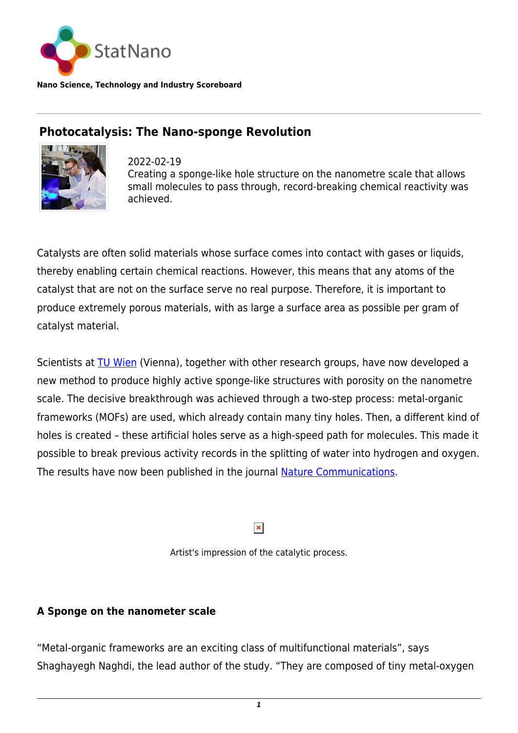StatNano

**Nano Science, Technology and Industry Scoreboard**

# Photocatalysis: The Nano-sponge Revolution

2022-02-19
Creating a sponge-like hole structure on the nanometre scale that allows small molecules to pass through, record-breaking chemical reactivity was achieved.

Catalysts are often solid materials whose surface comes into contact with gases or liquids, thereby enabling certain chemical reactions. However, this means that any atoms of the catalyst that are not on the surface serve no real purpose. Therefore, it is important to produce extremely porous materials, with as large a surface area as possible per gram of catalyst material.

Scientists at TU Wien (Vienna), together with other research groups, have now developed a new method to produce highly active sponge-like structures with porosity on the nanometre scale. The decisive breakthrough was achieved through a two-step process: metal-organic frameworks (MOFs) are used, which already contain many tiny holes. Then, a different kind of holes is created – these artificial holes serve as a high-speed path for molecules. This made it possible to break previous activity records in the splitting of water into hydrogen and oxygen. The results have now been published in the journal Nature Communications.

Artist's impression of the catalytic process.

## A Sponge on the nanometer scale

“Metal-organic frameworks are an exciting class of multifunctional materials”, says Shaghayegh Naghdi, the lead author of the study. “They are composed of tiny metal-oxygen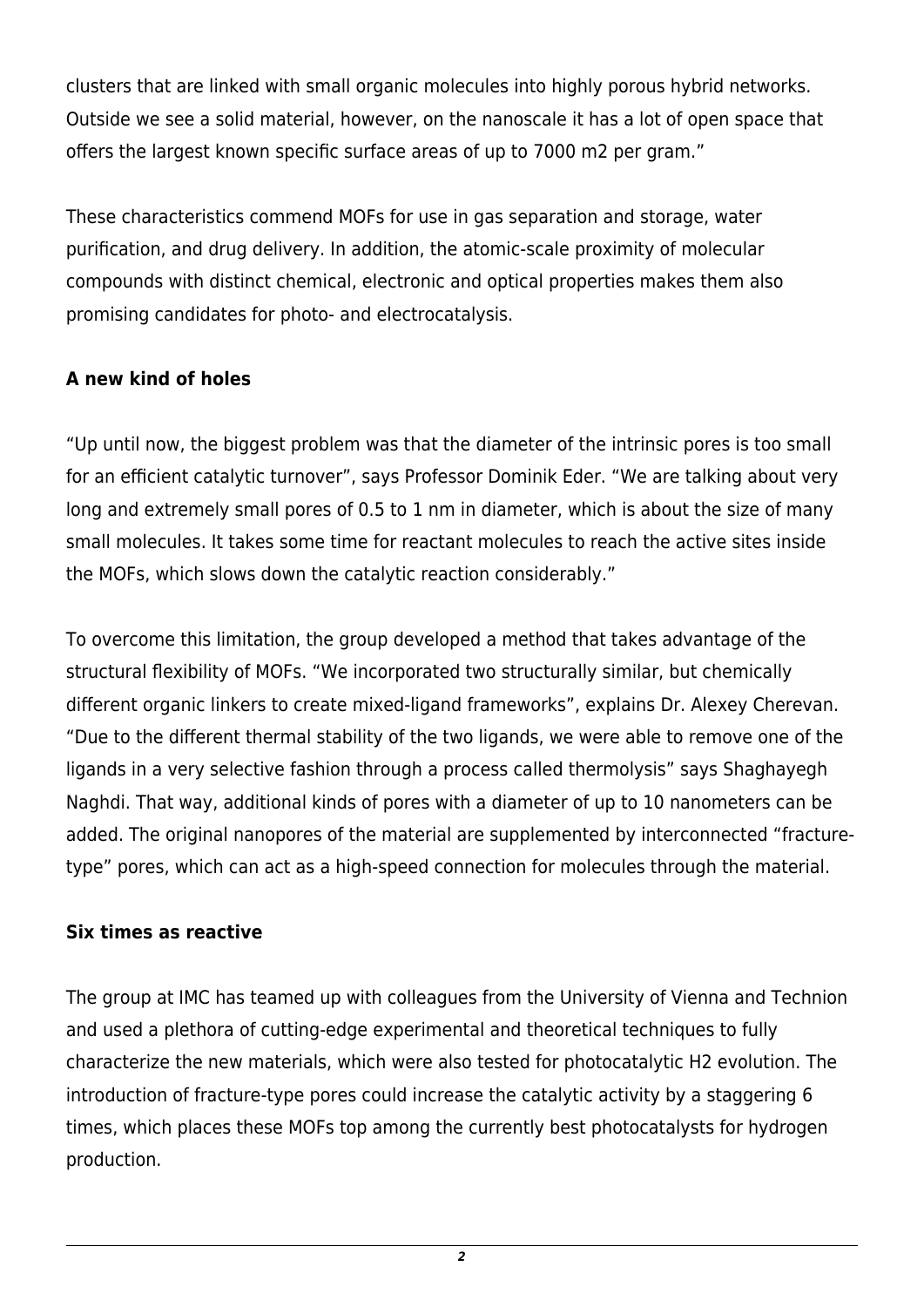clusters that are linked with small organic molecules into highly porous hybrid networks. Outside we see a solid material, however, on the nanoscale it has a lot of open space that offers the largest known specific surface areas of up to 7000 m2 per gram."

These characteristics commend MOFs for use in gas separation and storage, water purification, and drug delivery. In addition, the atomic-scale proximity of molecular compounds with distinct chemical, electronic and optical properties makes them also promising candidates for photo- and electrocatalysis.

**A new kind of holes**

"Up until now, the biggest problem was that the diameter of the intrinsic pores is too small for an efficient catalytic turnover", says Professor Dominik Eder. "We are talking about very long and extremely small pores of 0.5 to 1 nm in diameter, which is about the size of many small molecules. It takes some time for reactant molecules to reach the active sites inside the MOFs, which slows down the catalytic reaction considerably."

To overcome this limitation, the group developed a method that takes advantage of the structural flexibility of MOFs. "We incorporated two structurally similar, but chemically different organic linkers to create mixed-ligand frameworks", explains Dr. Alexey Cherevan. "Due to the different thermal stability of the two ligands, we were able to remove one of the ligands in a very selective fashion through a process called thermolysis" says Shaghayegh Naghdi. That way, additional kinds of pores with a diameter of up to 10 nanometers can be added. The original nanopores of the material are supplemented by interconnected "fracture-type" pores, which can act as a high-speed connection for molecules through the material.

**Six times as reactive**

The group at IMC has teamed up with colleagues from the University of Vienna and Technion and used a plethora of cutting-edge experimental and theoretical techniques to fully characterize the new materials, which were also tested for photocatalytic $H_2$ evolution. The introduction of fracture-type pores could increase the catalytic activity by a staggering 6 times, which places these MOFs top among the currently best photocatalysts for hydrogen production.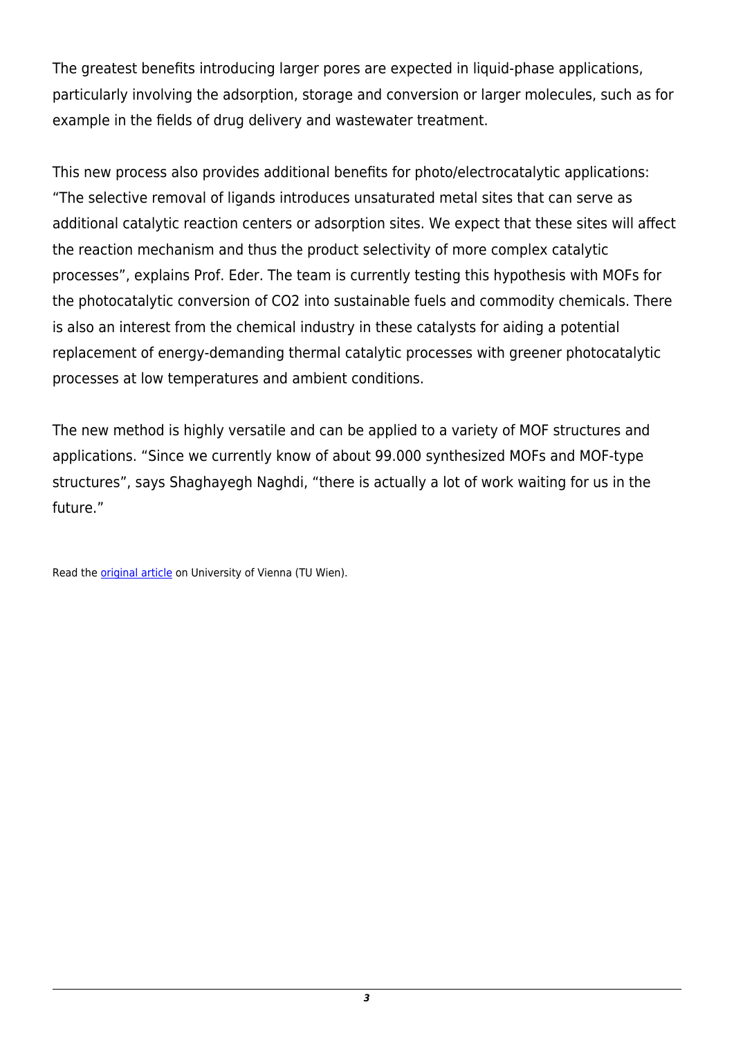The greatest benefits introducing larger pores are expected in liquid-phase applications, particularly involving the adsorption, storage and conversion or larger molecules, such as for example in the fields of drug delivery and wastewater treatment.

This new process also provides additional benefits for photo/electrocatalytic applications: “The selective removal of ligands introduces unsaturated metal sites that can serve as additional catalytic reaction centers or adsorption sites. We expect that these sites will affect the reaction mechanism and thus the product selectivity of more complex catalytic processes”, explains Prof. Eder. The team is currently testing this hypothesis with MOFs for the photocatalytic conversion of $CO_2$ into sustainable fuels and commodity chemicals. There is also an interest from the chemical industry in these catalysts for aiding a potential replacement of energy-demanding thermal catalytic processes with greener photocatalytic processes at low temperatures and ambient conditions.

The new method is highly versatile and can be applied to a variety of MOF structures and applications. “Since we currently know of about 99.000 synthesized MOFs and MOF-type structures”, says Shaghayegh Naghdi, “there is actually a lot of work waiting for us in the future.”

Read the original article on University of Vienna (TU Wien).